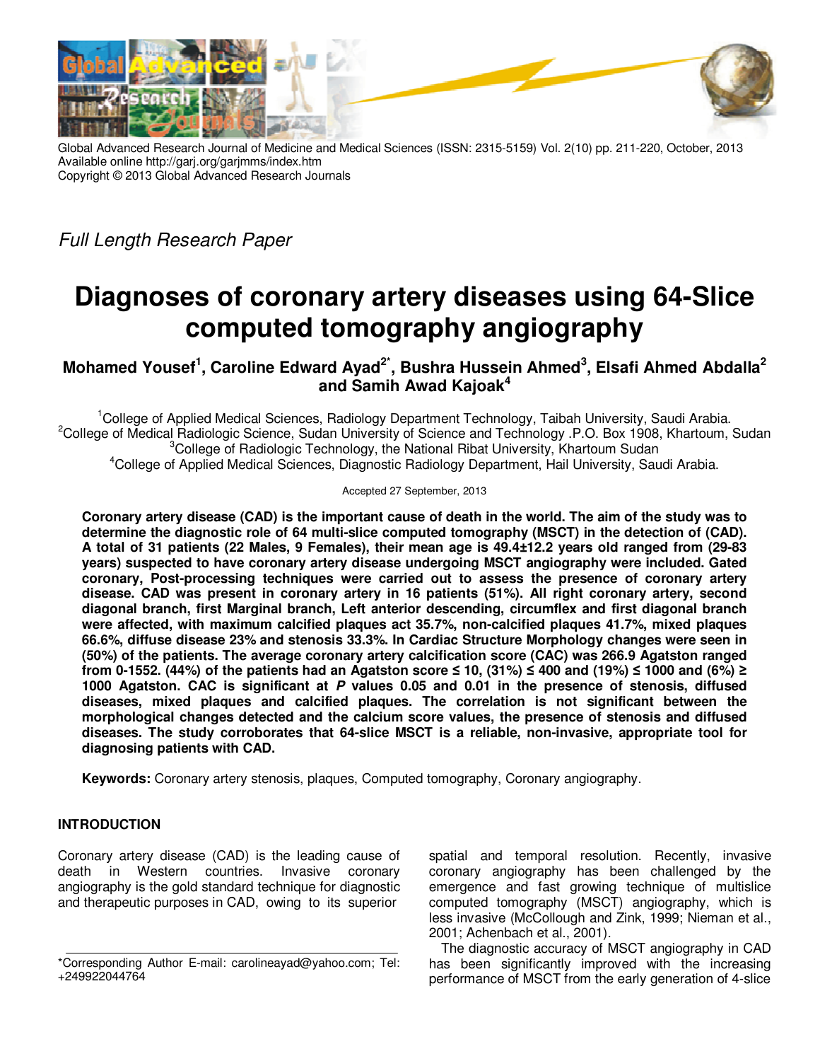Global Advanced Research Journal of Medicine and Medical Sciences (ISSN: 2315-5159) Vol. 2(10) pp. 211-220, October, 2013
Available online http://garj.org/garjmms/index.htm
Copyright © 2013 Global Advanced Research Journals

*Full Length Research Paper*

# Diagnoses of coronary artery diseases using 64-Slice computed tomography angiography

**Mohamed Yousef[1], Caroline Edward Ayad[2*], Bushra Hussein Ahmed[3], Elsafi Ahmed Abdalla[2] and Samih Awad Kajoak[4]**

[1]College of Applied Medical Sciences, Radiology Department Technology, Taibah University, Saudi Arabia.
[2]College of Medical Radiologic Science, Sudan University of Science and Technology .P.O. Box 1908, Khartoum, Sudan
[3]College of Radiologic Technology, the National Ribat University, Khartoum Sudan
[4]College of Applied Medical Sciences, Diagnostic Radiology Department, Hail University, Saudi Arabia.

Accepted 27 September, 2013

**Coronary artery disease (CAD) is the important cause of death in the world. The aim of the study was to determine the diagnostic role of 64 multi-slice computed tomography (MSCT) in the detection of (CAD). A total of 31 patients (22 Males, 9 Females), their mean age is 49.4±12.2 years old ranged from (29-83 years) suspected to have coronary artery disease undergoing MSCT angiography were included. Gated coronary, Post-processing techniques were carried out to assess the presence of coronary artery disease. CAD was present in coronary artery in 16 patients (51%). All right coronary artery, second diagonal branch, first Marginal branch, Left anterior descending, circumflex and first diagonal branch were affected, with maximum calcified plaques act 35.7%, non-calcified plaques 41.7%, mixed plaques 66.6%, diffuse disease 23% and stenosis 33.3%. In Cardiac Structure Morphology changes were seen in (50%) of the patients. The average coronary artery calcification score (CAC) was 266.9 Agatston ranged from 0-1552. (44%) of the patients had an Agatston score ≤ 10, (31%) ≤ 400 and (19%) ≤ 1000 and (6%) ≥ 1000 Agatston. CAC is significant at *P* values 0.05 and 0.01 in the presence of stenosis, diffused diseases, mixed plaques and calcified plaques. The correlation is not significant between the morphological changes detected and the calcium score values, the presence of stenosis and diffused diseases. The study corroborates that 64-slice MSCT is a reliable, non-invasive, appropriate tool for diagnosing patients with CAD.**

**Keywords:** Coronary artery stenosis, plaques, Computed tomography, Coronary angiography.

## INTRODUCTION

Coronary artery disease (CAD) is the leading cause of death in Western countries. Invasive coronary angiography is the gold standard technique for diagnostic and therapeutic purposes in CAD, owing to its superior spatial and temporal resolution. Recently, invasive coronary angiography has been challenged by the emergence and fast growing technique of multislice computed tomography (MSCT) angiography, which is less invasive (McCollough and Zink, 1999; Nieman et al., 2001; Achenbach et al., 2001).

The diagnostic accuracy of MSCT angiography in CAD has been significantly improved with the increasing performance of MSCT from the early generation of 4-slice

*Corresponding Author E-mail: carolineayad@yahoo.com; Tel: +249922044764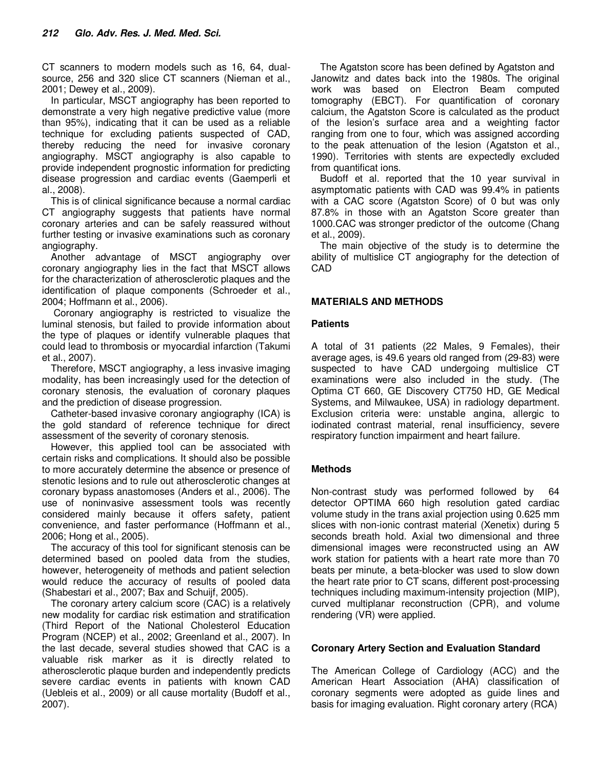CT scanners to modern models such as 16, 64, dual-source, 256 and 320 slice CT scanners (Nieman et al., 2001; Dewey et al., 2009).

In particular, MSCT angiography has been reported to demonstrate a very high negative predictive value (more than 95%), indicating that it can be used as a reliable technique for excluding patients suspected of CAD, thereby reducing the need for invasive coronary angiography. MSCT angiography is also capable to provide independent prognostic information for predicting disease progression and cardiac events (Gaemperli et al., 2008).

This is of clinical significance because a normal cardiac CT angiography suggests that patients have normal coronary arteries and can be safely reassured without further testing or invasive examinations such as coronary angiography.

Another advantage of MSCT angiography over coronary angiography lies in the fact that MSCT allows for the characterization of atherosclerotic plaques and the identification of plaque components (Schroeder et al., 2004; Hoffmann et al., 2006).

Coronary angiography is restricted to visualize the luminal stenosis, but failed to provide information about the type of plaques or identify vulnerable plaques that could lead to thrombosis or myocardial infarction (Takumi et al., 2007).

Therefore, MSCT angiography, a less invasive imaging modality, has been increasingly used for the detection of coronary stenosis, the evaluation of coronary plaques and the prediction of disease progression.

Catheter-based invasive coronary angiography (ICA) is the gold standard of reference technique for direct assessment of the severity of coronary stenosis.

However, this applied tool can be associated with certain risks and complications. It should also be possible to more accurately determine the absence or presence of stenotic lesions and to rule out atherosclerotic changes at coronary bypass anastomoses (Anders et al., 2006). The use of noninvasive assessment tools was recently considered mainly because it offers safety, patient convenience, and faster performance (Hoffmann et al., 2006; Hong et al., 2005).

The accuracy of this tool for significant stenosis can be determined based on pooled data from the studies, however, heterogeneity of methods and patient selection would reduce the accuracy of results of pooled data (Shabestari et al., 2007; Bax and Schuijf, 2005).

The coronary artery calcium score (CAC) is a relatively new modality for cardiac risk estimation and stratification (Third Report of the National Cholesterol Education Program (NCEP) et al., 2002; Greenland et al., 2007). In the last decade, several studies showed that CAC is a valuable risk marker as it is directly related to atherosclerotic plaque burden and independently predicts severe cardiac events in patients with known CAD (Uebleis et al., 2009) or all cause mortality (Budoff et al., 2007).

The Agatston score has been defined by Agatston and Janowitz and dates back into the 1980s. The original work was based on Electron Beam computed tomography (EBCT). For quantification of coronary calcium, the Agatston Score is calculated as the product of the lesion's surface area and a weighting factor ranging from one to four, which was assigned according to the peak attenuation of the lesion (Agatston et al., 1990). Territories with stents are expectedly excluded from quantificat ions.

Budoff et al. reported that the 10 year survival in asymptomatic patients with CAD was 99.4% in patients with a CAC score (Agatston Score) of 0 but was only 87.8% in those with an Agatston Score greater than 1000.CAC was stronger predictor of the outcome (Chang et al., 2009).

The main objective of the study is to determine the ability of multislice CT angiography for the detection of CAD

## MATERIALS AND METHODS

### Patients

A total of 31 patients (22 Males, 9 Females), their average ages, is 49.6 years old ranged from (29-83) were suspected to have CAD undergoing multislice CT examinations were also included in the study. (The Optima CT 660, GE Discovery CT750 HD, GE Medical Systems, and Milwaukee, USA) in radiology department. Exclusion criteria were: unstable angina, allergic to iodinated contrast material, renal insufficiency, severe respiratory function impairment and heart failure.

### Methods

Non-contrast study was performed followed by 64 detector OPTIMA 660 high resolution gated cardiac volume study in the trans axial projection using 0.625 mm slices with non-ionic contrast material (Xenetix) during 5 seconds breath hold. Axial two dimensional and three dimensional images were reconstructed using an AW work station for patients with a heart rate more than 70 beats per minute, a beta-blocker was used to slow down the heart rate prior to CT scans, different post-processing techniques including maximum-intensity projection (MIP), curved multiplanar reconstruction (CPR), and volume rendering (VR) were applied.

### Coronary Artery Section and Evaluation Standard

The American College of Cardiology (ACC) and the American Heart Association (AHA) classification of coronary segments were adopted as guide lines and basis for imaging evaluation. Right coronary artery (RCA)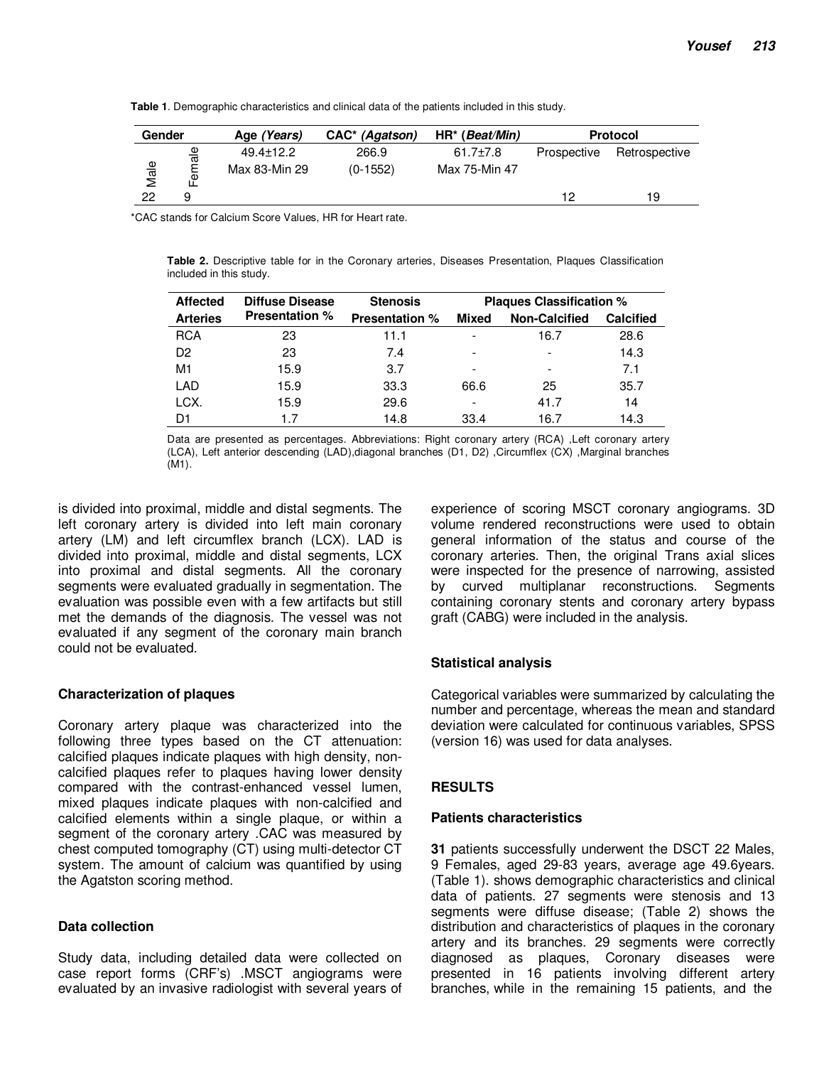**Table 1**. Demographic characteristics and clinical data of the patients included in this study.

| Gender | | Age *(Years)* | CAC* *(Agatson)* | HR* (*Beat/Min*) | Protocol | |
|---|---|---|---|---|---|---|
| Male | Female | 49.4±12.2 | 266.9 | 61.7±7.8 | Prospective | Retrospective |
| | | Max 83-Min 29 | (0-1552) | Max 75-Min 47 | | |
| 22 | 9 | | | | 12 | 19 |

*CAC stands for Calcium Score Values, HR for Heart rate.

**Table 2.** Descriptive table for in the Coronary arteries, Diseases Presentation, Plaques Classification included in this study.

| Affected Arteries | Diffuse Disease Presentation % | Stenosis Presentation % | Plaques Classification % | | |
|---|---|---|---|---|---|
| | | | Mixed | Non-Calcified | Calcified |
| RCA | 23 | 11.1 | - | 16.7 | 28.6 |
| D2 | 23 | 7.4 | - | - | 14.3 |
| M1 | 15.9 | 3.7 | - | - | 7.1 |
| LAD | 15.9 | 33.3 | 66.6 | 25 | 35.7 |
| LCX. | 15.9 | 29.6 | - | 41.7 | 14 |
| D1 | 1.7 | 14.8 | 33.4 | 16.7 | 14.3 |

Data are presented as percentages. Abbreviations: Right coronary artery (RCA) ,Left coronary artery (LCA), Left anterior descending (LAD),diagonal branches (D1, D2) ,Circumflex (CX) ,Marginal branches (M1).

is divided into proximal, middle and distal segments. The left coronary artery is divided into left main coronary artery (LM) and left circumflex branch (LCX). LAD is divided into proximal, middle and distal segments, LCX into proximal and distal segments. All the coronary segments were evaluated gradually in segmentation. The evaluation was possible even with a few artifacts but still met the demands of the diagnosis. The vessel was not evaluated if any segment of the coronary main branch could not be evaluated.

### Characterization of plaques

Coronary artery plaque was characterized into the following three types based on the CT attenuation: calcified plaques indicate plaques with high density, non-calcified plaques refer to plaques having lower density compared with the contrast-enhanced vessel lumen, mixed plaques indicate plaques with non-calcified and calcified elements within a single plaque, or within a segment of the coronary artery .CAC was measured by chest computed tomography (CT) using multi-detector CT system. The amount of calcium was quantified by using the Agatston scoring method.

### Data collection

Study data, including detailed data were collected on case report forms (CRF's) .MSCT angiograms were evaluated by an invasive radiologist with several years of experience of scoring MSCT coronary angiograms. 3D volume rendered reconstructions were used to obtain general information of the status and course of the coronary arteries. Then, the original Trans axial slices were inspected for the presence of narrowing, assisted by curved multiplanar reconstructions. Segments containing coronary stents and coronary artery bypass graft (CABG) were included in the analysis.

### Statistical analysis

Categorical variables were summarized by calculating the number and percentage, whereas the mean and standard deviation were calculated for continuous variables, SPSS (version 16) was used for data analyses.

## RESULTS

### Patients characteristics

**31** patients successfully underwent the DSCT 22 Males, 9 Females, aged 29-83 years, average age 49.6years. (Table 1). shows demographic characteristics and clinical data of patients. 27 segments were stenosis and 13 segments were diffuse disease; (Table 2) shows the distribution and characteristics of plaques in the coronary artery and its branches. 29 segments were correctly diagnosed as plaques, Coronary diseases were presented in 16 patients involving different artery branches, while in the remaining 15 patients, and the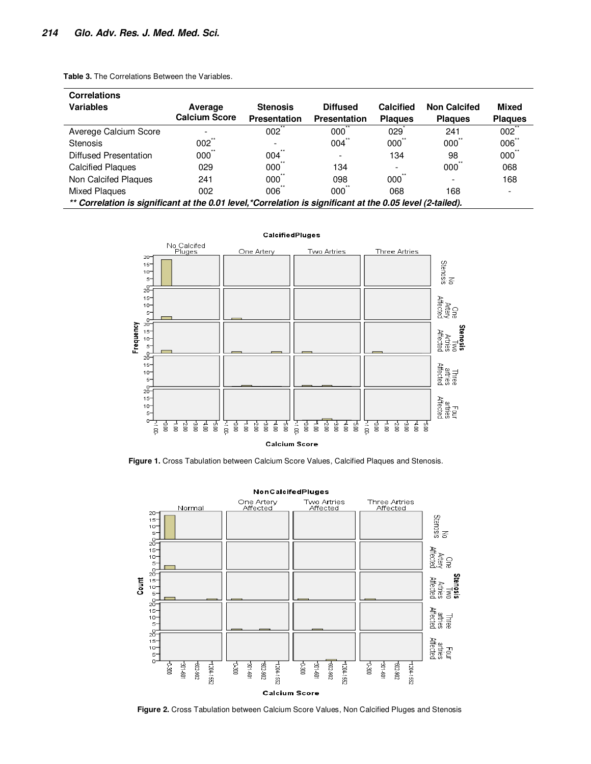**Table 3.** The Correlations Between the Variables.

| Correlations<br>Variables | Average Calcium Score | Stenosis Presentation | Diffused Presentation | Calcified Plaques | Non Calcifed Plaques | Mixed Plaques |
|---|---|---|---|---|---|---|
| Averege Calcium Score | - | 002** | 000** | 029* | 241 | 002** |
| Stenosis | 002** | - | 004** | 000** | 000** | 006** |
| Diffused Presentation | 000** | 004** | - | 134 | 98 | 000** |
| Calcified Plaques | 029 | 000** | 134 | - | 000** | 068 |
| Non Calcifed Plaques | 241 | 000** | 098 | 000** | - | 168 |
| Mixed Plaques | 002 | 006** | 000** | 068 | 168 | - |

***\*\* Correlation is significant at the 0.01 level,\*Correlation is significant at the 0.05 level (2-tailed).***

**Figure 1.** Cross Tabulation between Calcium Score Values, Calcified Plaques and Stenosis.

**Figure 2.** Cross Tabulation between Calcium Score Values, Non Calcified Pluges and Stenosis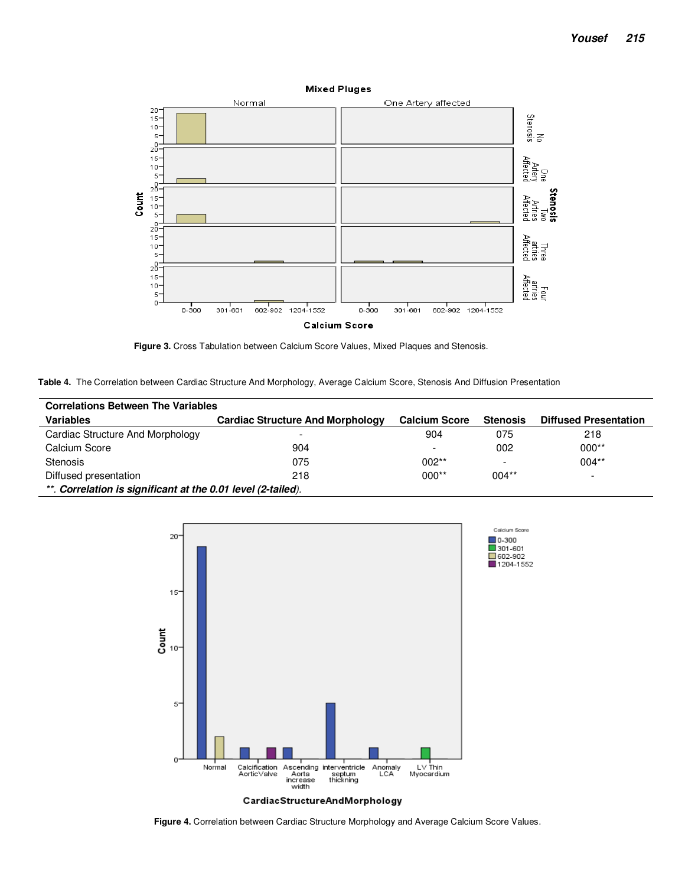**Figure 3.** Cross Tabulation between Calcium Score Values, Mixed Plaques and Stenosis.

**Table 4.** The Correlation between Cardiac Structure And Morphology, Average Calcium Score, Stenosis And Diffusion Presentation

| **Correlations Between The Variables** | | | | |
|---|---|---|---|---|
| **Variables** | **Cardiac Structure And Morphology** | **Calcium Score** | **Stenosis** | **Diffused Presentation** |
| Cardiac Structure And Morphology | - | 904 | 075 | 218 |
| Calcium Score | 904 | - | 002 | 000** |
| Stenosis | 075 | 002** | - | 004** |
| Diffused presentation | 218 | 000** | 004** | - |

***\*\*. Correlation is significant at the 0.01 level (2-tailed)*.**

**Figure 4.** Correlation between Cardiac Structure Morphology and Average Calcium Score Values.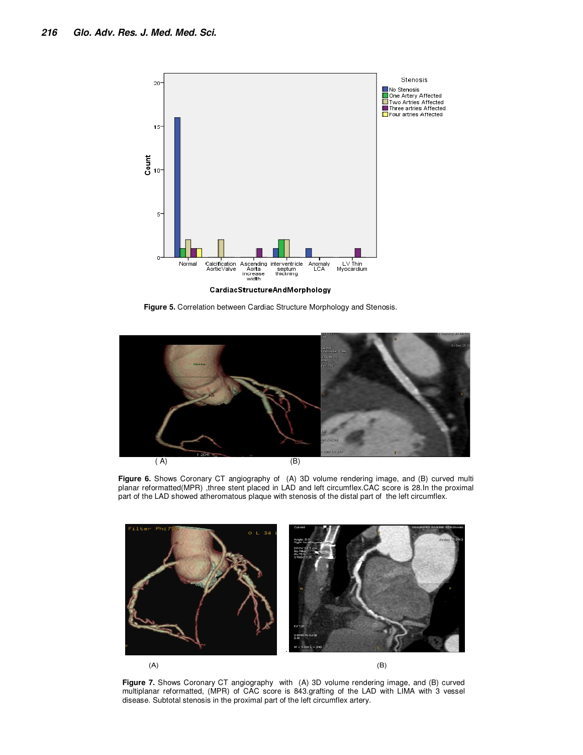**Figure 5.** Correlation between Cardiac Structure Morphology and Stenosis.

**Figure 6.** Shows Coronary CT angiography of (A) 3D volume rendering image, and (B) curved multi planar reformatted(MPR) ,three stent placed in LAD and left circumflex.CAC score is 28.In the proximal part of the LAD showed atheromatous plaque with stenosis of the distal part of the left circumflex.

**Figure 7.** Shows Coronary CT angiography with (A) 3D volume rendering image, and (B) curved multiplanar reformatted, (MPR) of CAC score is 843.grafting of the LAD with LIMA with 3 vessel disease. Subtotal stenosis in the proximal part of the left circumflex artery.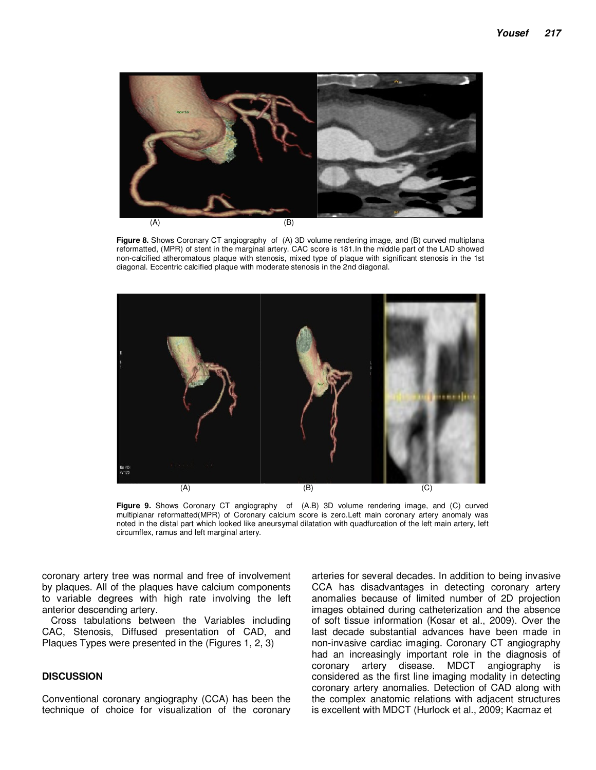Figure 8. Shows Coronary CT angiography of (A) 3D volume rendering image, and (B) curved multiplana reformatted, (MPR) of stent in the marginal artery. CAC score is 181.In the middle part of the LAD showed non-calcified atheromatous plaque with stenosis, mixed type of plaque with significant stenosis in the 1st diagonal. Eccentric calcified plaque with moderate stenosis in the 2nd diagonal.

Figure 9. Shows Coronary CT angiography of (A.B) 3D volume rendering image, and (C) curved multiplanar reformatted(MPR) of Coronary calcium score is zero.Left main coronary artery anomaly was noted in the distal part which looked like aneursymal dilatation with quadfurcation of the left main artery, left circumflex, ramus and left marginal artery.

coronary artery tree was normal and free of involvement by plaques. All of the plaques have calcium components to variable degrees with high rate involving the left anterior descending artery.

Cross tabulations between the Variables including CAC, Stenosis, Diffused presentation of CAD, and Plaques Types were presented in the (Figures 1, 2, 3)

## DISCUSSION

Conventional coronary angiography (CCA) has been the technique of choice for visualization of the coronary arteries for several decades. In addition to being invasive CCA has disadvantages in detecting coronary artery anomalies because of limited number of 2D projection images obtained during catheterization and the absence of soft tissue information (Kosar et al., 2009). Over the last decade substantial advances have been made in non-invasive cardiac imaging. Coronary CT angiography had an increasingly important role in the diagnosis of coronary artery disease. MDCT angiography is considered as the first line imaging modality in detecting coronary artery anomalies. Detection of CAD along with the complex anatomic relations with adjacent structures is excellent with MDCT (Hurlock et al., 2009; Kacmaz et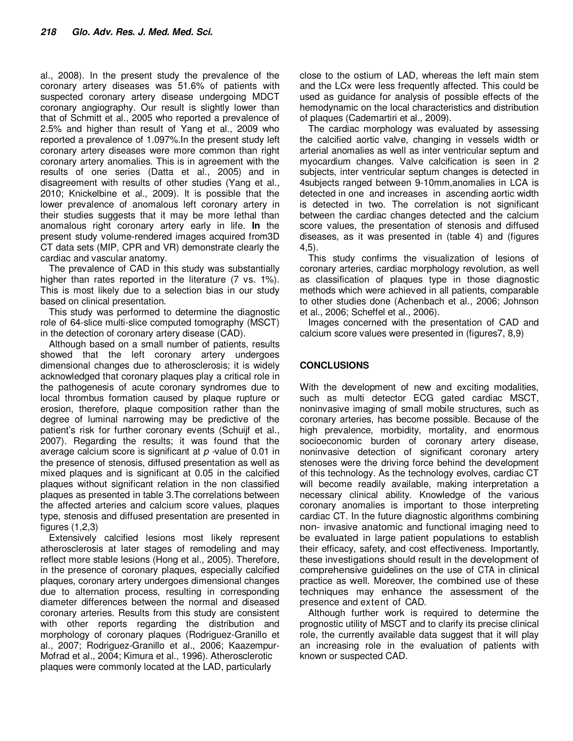al., 2008). In the present study the prevalence of the coronary artery diseases was 51.6% of patients with suspected coronary artery disease undergoing MDCT coronary angiography. Our result is slightly lower than that of Schmitt et al., 2005 who reported a prevalence of 2.5% and higher than result of Yang et al., 2009 who reported a prevalence of 1.097%.In the present study left coronary artery diseases were more common than right coronary artery anomalies. This is in agreement with the results of one series (Datta et al., 2005) and in disagreement with results of other studies (Yang et al., 2010; Knickelbine et al., 2009). It is possible that the lower prevalence of anomalous left coronary artery in their studies suggests that it may be more lethal than anomalous right coronary artery early in life. **In** the present study volume-rendered images acquired from3D CT data sets (MIP, CPR and VR) demonstrate clearly the cardiac and vascular anatomy.

The prevalence of CAD in this study was substantially higher than rates reported in the literature (7 vs. 1%). This is most likely due to a selection bias in our study based on clinical presentation.

This study was performed to determine the diagnostic role of 64-slice multi-slice computed tomography (MSCT) in the detection of coronary artery disease (CAD).

Although based on a small number of patients, results showed that the left coronary artery undergoes dimensional changes due to atherosclerosis; it is widely acknowledged that coronary plaques play a critical role in the pathogenesis of acute coronary syndromes due to local thrombus formation caused by plaque rupture or erosion, therefore, plaque composition rather than the degree of luminal narrowing may be predictive of the patient's risk for further coronary events (Schuijf et al., 2007). Regarding the results; it was found that the average calcium score is significant at $p$ -value of 0.01 in the presence of stenosis, diffused presentation as well as mixed plaques and is significant at 0.05 in the calcified plaques without significant relation in the non classified plaques as presented in table 3.The correlations between the affected arteries and calcium score values, plaques type, stenosis and diffused presentation are presented in figures (1,2,3)

Extensively calcified lesions most likely represent atherosclerosis at later stages of remodeling and may reflect more stable lesions (Hong et al., 2005). Therefore, in the presence of coronary plaques, especially calcified plaques, coronary artery undergoes dimensional changes due to alternation process, resulting in corresponding diameter differences between the normal and diseased coronary arteries. Results from this study are consistent with other reports regarding the distribution and morphology of coronary plaques (Rodriguez-Granillo et al., 2007; Rodriguez-Granillo et al., 2006; Kaazempur-Mofrad et al., 2004; Kimura et al., 1996). Atherosclerotic plaques were commonly located at the LAD, particularly close to the ostium of LAD, whereas the left main stem and the LCx were less frequently affected. This could be used as guidance for analysis of possible effects of the hemodynamic on the local characteristics and distribution of plaques (Cademartiri et al., 2009).

The cardiac morphology was evaluated by assessing the calcified aortic valve, changing in vessels width or arterial anomalies as well as inter ventricular septum and myocardium changes. Valve calcification is seen in 2 subjects, inter ventricular septum changes is detected in 4subjects ranged between 9-10mm,anomalies in LCA is detected in one and increases in ascending aortic width is detected in two. The correlation is not significant between the cardiac changes detected and the calcium score values, the presentation of stenosis and diffused diseases, as it was presented in (table 4) and (figures 4,5).

This study confirms the visualization of lesions of coronary arteries, cardiac morphology revolution, as well as classification of plaques type in those diagnostic methods which were achieved in all patients, comparable to other studies done (Achenbach et al., 2006; Johnson et al., 2006; Scheffel et al., 2006).

Images concerned with the presentation of CAD and calcium score values were presented in (figures7, 8,9)

## CONCLUSIONS

With the development of new and exciting modalities, such as multi detector ECG gated cardiac MSCT, noninvasive imaging of small mobile structures, such as coronary arteries, has become possible. Because of the high prevalence, morbidity, mortality, and enormous socioeconomic burden of coronary artery disease, noninvasive detection of significant coronary artery stenoses were the driving force behind the development of this technology. As the technology evolves, cardiac CT will become readily available, making interpretation a necessary clinical ability. Knowledge of the various coronary anomalies is important to those interpreting cardiac CT. In the future diagnostic algorithms combining non- invasive anatomic and functional imaging need to be evaluated in large patient populations to establish their efficacy, safety, and cost effectiveness. Importantly, these investigations should result in the development of comprehensive guidelines on the use of CTA in clinical practice as well. Moreover, the combined use of these techniques may enhance the assessment of the presence and extent of CAD.

Although further work is required to determine the prognostic utility of MSCT and to clarify its precise clinical role, the currently available data suggest that it will play an increasing role in the evaluation of patients with known or suspected CAD.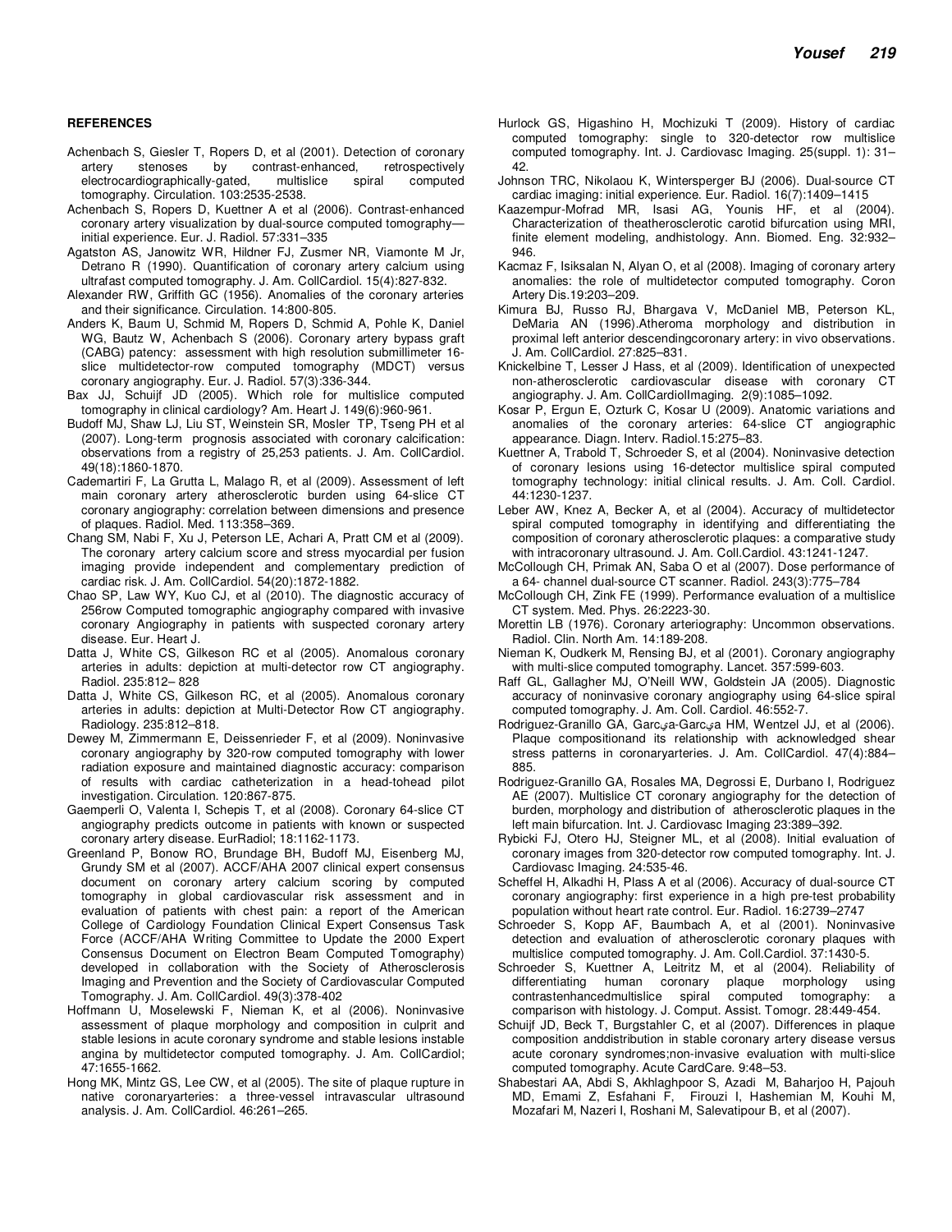**REFERENCES**

Achenbach S, Giesler T, Ropers D, et al (2001). Detection of coronary artery stenoses by contrast-enhanced, retrospectively electrocardiographically-gated, multislice spiral computed tomography. Circulation. 103:2535-2538.

Achenbach S, Ropers D, Kuettner A et al (2006). Contrast-enhanced coronary artery visualization by dual-source computed tomography—initial experience. Eur. J. Radiol. 57:331–335

Agatston AS, Janowitz WR, Hildner FJ, Zusmer NR, Viamonte M Jr, Detrano R (1990). Quantification of coronary artery calcium using ultrafast computed tomography. J. Am. CollCardiol. 15(4):827-832.

Alexander RW, Griffith GC (1956). Anomalies of the coronary arteries and their significance. Circulation. 14:800-805.

Anders K, Baum U, Schmid M, Ropers D, Schmid A, Pohle K, Daniel WG, Bautz W, Achenbach S (2006). Coronary artery bypass graft (CABG) patency: assessment with high resolution submillimeter 16-slice multidetector-row computed tomography (MDCT) versus coronary angiography. Eur. J. Radiol. 57(3):336-344.

Bax JJ, Schuijf JD (2005). Which role for multislice computed tomography in clinical cardiology? Am. Heart J. 149(6):960-961.

Budoff MJ, Shaw LJ, Liu ST, Weinstein SR, Mosler TP, Tseng PH et al (2007). Long-term prognosis associated with coronary calcification: observations from a registry of 25,253 patients. J. Am. CollCardiol. 49(18):1860-1870.

Cademartiri F, La Grutta L, Malago R, et al (2009). Assessment of left main coronary artery atherosclerotic burden using 64-slice CT coronary angiography: correlation between dimensions and presence of plaques. Radiol. Med. 113:358–369.

Chang SM, Nabi F, Xu J, Peterson LE, Achari A, Pratt CM et al (2009). The coronary artery calcium score and stress myocardial per fusion imaging provide independent and complementary prediction of cardiac risk. J. Am. CollCardiol. 54(20):1872-1882.

Chao SP, Law WY, Kuo CJ, et al (2010). The diagnostic accuracy of 256row Computed tomographic angiography compared with invasive coronary Angiography in patients with suspected coronary artery disease. Eur. Heart J.

Datta J, White CS, Gilkeson RC et al (2005). Anomalous coronary arteries in adults: depiction at multi-detector row CT angiography. Radiol. 235:812– 828

Datta J, White CS, Gilkeson RC, et al (2005). Anomalous coronary arteries in adults: depiction at Multi-Detector Row CT angiography. Radiology. 235:812–818.

Dewey M, Zimmermann E, Deissenrieder F, et al (2009). Noninvasive coronary angiography by 320-row computed tomography with lower radiation exposure and maintained diagnostic accuracy: comparison of results with cardiac catheterization in a head-tohead pilot investigation. Circulation. 120:867-875.

Gaemperli O, Valenta I, Schepis T, et al (2008). Coronary 64-slice CT angiography predicts outcome in patients with known or suspected coronary artery disease. EurRadiol; 18:1162-1173.

Greenland P, Bonow RO, Brundage BH, Budoff MJ, Eisenberg MJ, Grundy SM et al (2007). ACCF/AHA 2007 clinical expert consensus document on coronary artery calcium scoring by computed tomography in global cardiovascular risk assessment and in evaluation of patients with chest pain: a report of the American College of Cardiology Foundation Clinical Expert Consensus Task Force (ACCF/AHA Writing Committee to Update the 2000 Expert Consensus Document on Electron Beam Computed Tomography) developed in collaboration with the Society of Atherosclerosis Imaging and Prevention and the Society of Cardiovascular Computed Tomography. J. Am. CollCardiol. 49(3):378-402

Hoffmann U, Moselewski F, Nieman K, et al (2006). Noninvasive assessment of plaque morphology and composition in culprit and stable lesions in acute coronary syndrome and stable lesions instable angina by multidetector computed tomography. J. Am. CollCardiol; 47:1655-1662.

Hong MK, Mintz GS, Lee CW, et al (2005). The site of plaque rupture in native coronaryarteries: a three-vessel intravascular ultrasound analysis. J. Am. CollCardiol. 46:261–265.

Hurlock GS, Higashino H, Mochizuki T (2009). History of cardiac computed tomography: single to 320-detector row multislice computed tomography. Int. J. Cardiovasc Imaging. 25(suppl. 1): 31–42.

Johnson TRC, Nikolaou K, Wintersperger BJ (2006). Dual-source CT cardiac imaging: initial experience. Eur. Radiol. 16(7):1409–1415

Kaazempur-Mofrad MR, Isasi AG, Younis HF, et al (2004). Characterization of theatherosclerotic carotid bifurcation using MRI, finite element modeling, andhistology. Ann. Biomed. Eng. 32:932–946.

Kacmaz F, Isiksalan N, Alyan O, et al (2008). Imaging of coronary artery anomalies: the role of multidetector computed tomography. Coron Artery Dis.19:203–209.

Kimura BJ, Russo RJ, Bhargava V, McDaniel MB, Peterson KL, DeMaria AN (1996).Atheroma morphology and distribution in proximal left anterior descendingcoronary artery: in vivo observations. J. Am. CollCardiol. 27:825–831.

Knickelbine T, Lesser J Hass, et al (2009). Identification of unexpected non-atherosclerotic cardiovascular disease with coronary CT angiography. J. Am. CollCardiolImaging. 2(9):1085–1092.

Kosar P, Ergun E, Ozturk C, Kosar U (2009). Anatomic variations and anomalies of the coronary arteries: 64-slice CT angiographic appearance. Diagn. Interv. Radiol.15:275–83.

Kuettner A, Trabold T, Schroeder S, et al (2004). Noninvasive detection of coronary lesions using 16-detector multislice spiral computed tomography technology: initial clinical results. J. Am. Coll. Cardiol. 44:1230-1237.

Leber AW, Knez A, Becker A, et al (2004). Accuracy of multidetector spiral computed tomography in identifying and differentiating the composition of coronary atherosclerotic plaques: a comparative study with intracoronary ultrasound. J. Am. Coll.Cardiol. 43:1241-1247.

McCollough CH, Primak AN, Saba O et al (2007). Dose performance of a 64- channel dual-source CT scanner. Radiol. 243(3):775–784

McCollough CH, Zink FE (1999). Performance evaluation of a multislice CT system. Med. Phys. 26:2223-30.

Morettin LB (1976). Coronary arteriography: Uncommon observations. Radiol. Clin. North Am. 14:189-208.

Nieman K, Oudkerk M, Rensing BJ, et al (2001). Coronary angiography with multi-slice computed tomography. Lancet. 357:599-603.

Raff GL, Gallagher MJ, O'Neill WW, Goldstein JA (2005). Diagnostic accuracy of noninvasive coronary angiography using 64-slice spiral computed tomography. J. Am. Coll. Cardiol. 46:552-7.

Rodriguez-Granillo GA, Garcيa-Garcيa HM, Wentzel JJ, et al (2006). Plaque compositionand its relationship with acknowledged shear stress patterns in coronaryarteries. J. Am. CollCardiol. 47(4):884–885.

Rodriguez-Granillo GA, Rosales MA, Degrossi E, Durbano I, Rodriguez AE (2007). Multislice CT coronary angiography for the detection of burden, morphology and distribution of atherosclerotic plaques in the left main bifurcation. Int. J. Cardiovasc Imaging 23:389–392.

Rybicki FJ, Otero HJ, Steigner ML, et al (2008). Initial evaluation of coronary images from 320-detector row computed tomography. Int. J. Cardiovasc Imaging. 24:535-46.

Scheffel H, Alkadhi H, Plass A et al (2006). Accuracy of dual-source CT coronary angiography: first experience in a high pre-test probability population without heart rate control. Eur. Radiol. 16:2739–2747

Schroeder S, Kopp AF, Baumbach A, et al (2001). Noninvasive detection and evaluation of atherosclerotic coronary plaques with multislice computed tomography. J. Am. Coll.Cardiol. 37:1430-5.

Schroeder S, Kuettner A, Leitritz M, et al (2004). Reliability of differentiating human coronary plaque morphology using contrastenhancedmultislice spiral computed tomography: a comparison with histology. J. Comput. Assist. Tomogr. 28:449-454.

Schuijf JD, Beck T, Burgstahler C, et al (2007). Differences in plaque composition anddistribution in stable coronary artery disease versus acute coronary syndromes;non-invasive evaluation with multi-slice computed tomography. Acute CardCare. 9:48–53.

Shabestari AA, Abdi S, Akhlaghpoor S, Azadi M, Baharjoo H, Pajouh MD, Emami Z, Esfahani F, Firouzi I, Hashemian M, Kouhi M, Mozafari M, Nazeri I, Roshani M, Salevatipour B, et al (2007).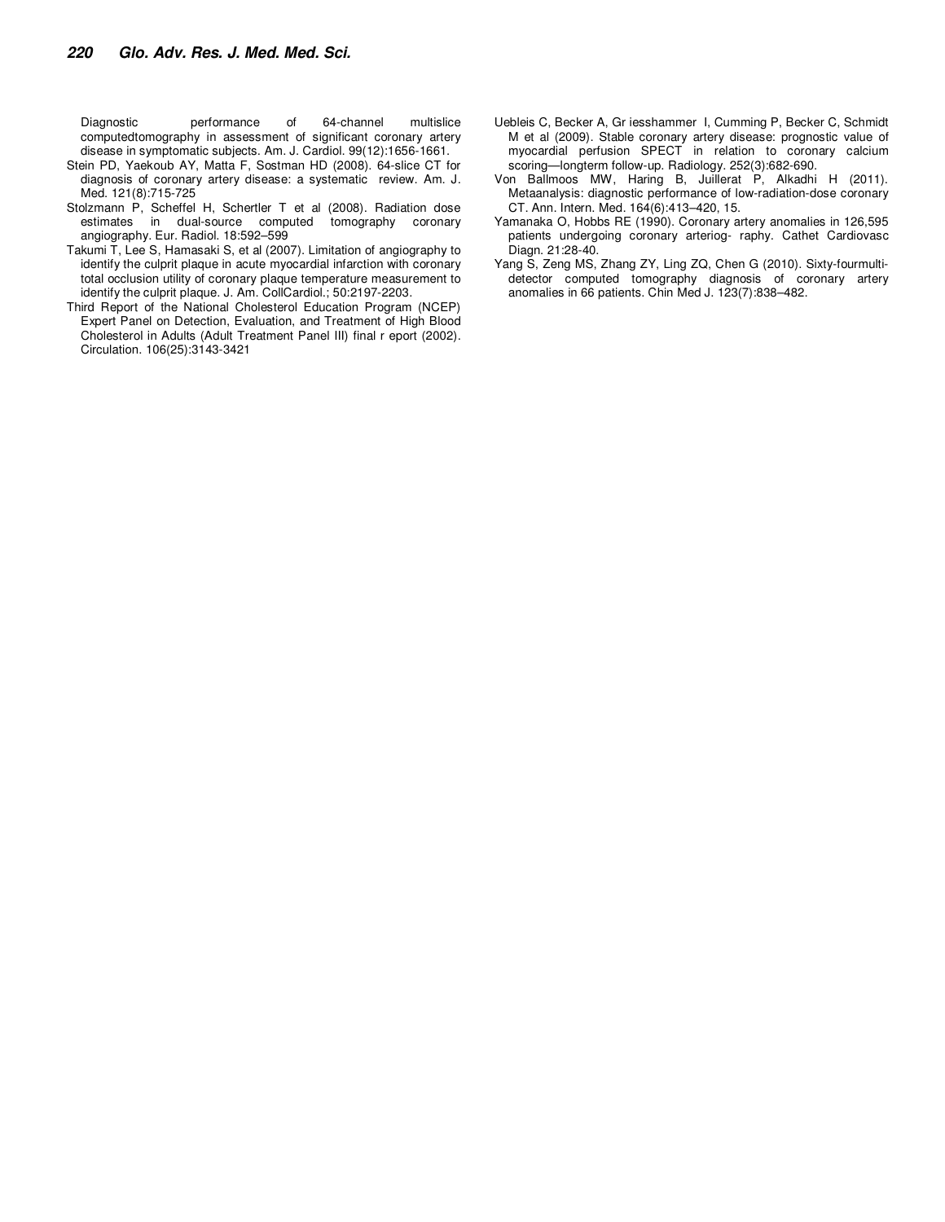Diagnostic performance of 64-channel multislice computedtomography in assessment of significant coronary artery disease in symptomatic subjects. Am. J. Cardiol. 99(12):1656-1661.

Stein PD, Yaekoub AY, Matta F, Sostman HD (2008). 64-slice CT for diagnosis of coronary artery disease: a systematic review. Am. J. Med. 121(8):715-725

Stolzmann P, Scheffel H, Schertler T et al (2008). Radiation dose estimates in dual-source computed tomography coronary angiography. Eur. Radiol. 18:592–599

Takumi T, Lee S, Hamasaki S, et al (2007). Limitation of angiography to identify the culprit plaque in acute myocardial infarction with coronary total occlusion utility of coronary plaque temperature measurement to identify the culprit plaque. J. Am. CollCardiol.; 50:2197-2203.

Third Report of the National Cholesterol Education Program (NCEP) Expert Panel on Detection, Evaluation, and Treatment of High Blood Cholesterol in Adults (Adult Treatment Panel III) final r eport (2002). Circulation. 106(25):3143-3421

Uebleis C, Becker A, Gr iesshammer I, Cumming P, Becker C, Schmidt M et al (2009). Stable coronary artery disease: prognostic value of myocardial perfusion SPECT in relation to coronary calcium scoring—longterm follow-up. Radiology. 252(3):682-690.

Von Ballmoos MW, Haring B, Juillerat P, Alkadhi H (2011). Metaanalysis: diagnostic performance of low-radiation-dose coronary CT. Ann. Intern. Med. 164(6):413–420, 15.

Yamanaka O, Hobbs RE (1990). Coronary artery anomalies in 126,595 patients undergoing coronary arteriog- raphy. Cathet Cardiovasc Diagn. 21:28-40.

Yang S, Zeng MS, Zhang ZY, Ling ZQ, Chen G (2010). Sixty-fourmulti-detector computed tomography diagnosis of coronary artery anomalies in 66 patients. Chin Med J. 123(7):838–482.